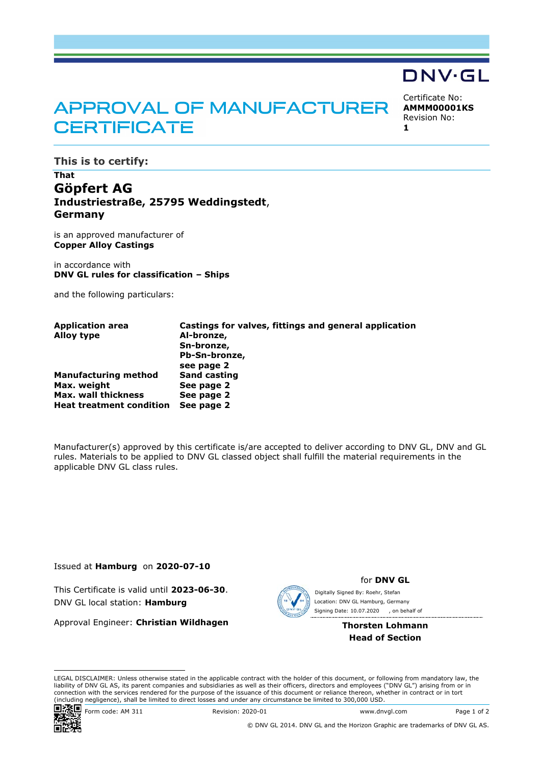DNV·GL

# APPROVAL OF MANUFACTURER CERTIFICATE

Certificate No:
**AMMM00001KS**
Revision No:
**1**

## This is to certify:

**That**

## Göpfert AG

**Industriestraße, 25795 Weddingstedt**,
**Germany**

is an approved manufacturer of
**Copper Alloy Castings**

in accordance with
**DNV GL rules for classification – Ships**

and the following particulars:

| | |
|---|---|
| **Application area** | **Castings for valves, fittings and general application** |
| **Alloy type** | **Al-bronze,** **Sn-bronze,** **Pb-Sn-bronze,** **see page 2** |
| **Manufacturing method** | **Sand casting** |
| **Max. weight** | **See page 2** |
| **Max. wall thickness** | **See page 2** |
| **Heat treatment condition** | **See page 2** |

Manufacturer(s) approved by this certificate is/are accepted to deliver according to DNV GL, DNV and GL rules. Materials to be applied to DNV GL classed object shall fulfill the material requirements in the applicable DNV GL class rules.

Issued at **Hamburg** on **2020-07-10**

This Certificate is valid until **2023-06-30**.
DNV GL local station: **Hamburg**

Approval Engineer: **Christian Wildhagen**

for **DNV GL**

Digitally Signed By: Roehr, Stefan
Location: DNV GL Hamburg, Germany
Signing Date: 10.07.2020 , on behalf of

**Thorsten Lohmann**
**Head of Section**

LEGAL DISCLAIMER: Unless otherwise stated in the applicable contract with the holder of this document, or following from mandatory law, the liability of DNV GL AS, its parent companies and subsidiaries as well as their officers, directors and employees ("DNV GL") arising from or in connection with the services rendered for the purpose of the issuance of this document or reliance thereon, whether in contract or in tort (including negligence), shall be limited to direct losses and under any circumstance be limited to 300,000 USD.

Form code: AM 311 Revision: 2020-01 www.dnvgl.com

© DNV GL 2014. DNV GL and the Horizon Graphic are trademarks of DNV GL AS.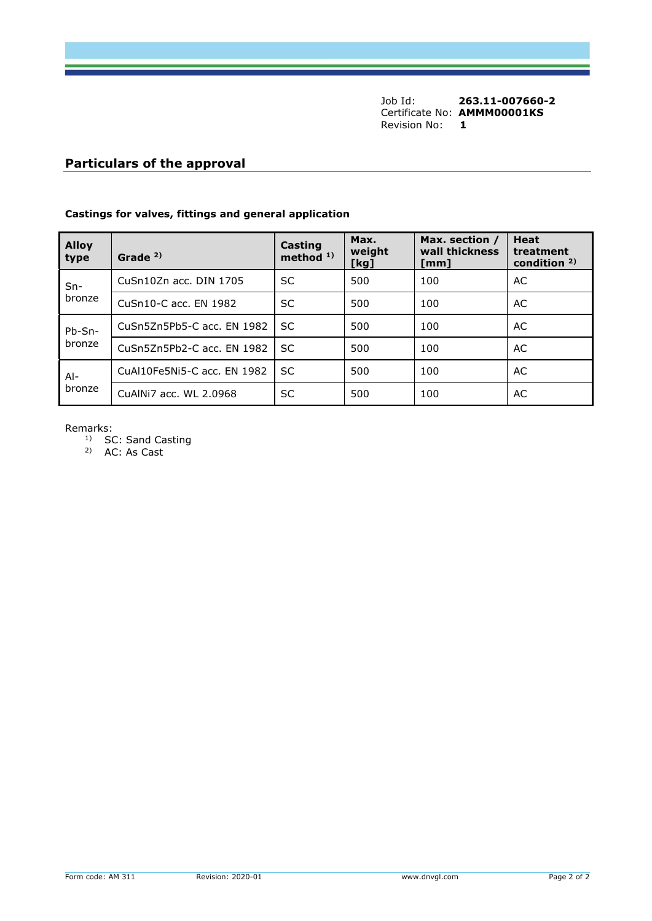Job Id: **263.11-007660-2**
Certificate No: **AMMM00001KS**
Revision No: **1**

## Particulars of the approval

**Castings for valves, fittings and general application**

| Alloy type | Grade [2)] | Casting method [1)] | Max. weight [kg] | Max. section / wall thickness [mm] | Heat treatment condition [2)] |
|---|---|---|---|---|---|
| Sn-bronze | CuSn10Zn acc. DIN 1705 | SC | 500 | 100 | AC |
| | CuSn10-C acc. EN 1982 | SC | 500 | 100 | AC |
| Pb-Sn-bronze | CuSn5Zn5Pb5-C acc. EN 1982 | SC | 500 | 100 | AC |
| | CuSn5Zn5Pb2-C acc. EN 1982 | SC | 500 | 100 | AC |
| Al-bronze | CuAl10Fe5Ni5-C acc. EN 1982 | SC | 500 | 100 | AC |
| | CuAlNi7 acc. WL 2.0968 | SC | 500 | 100 | AC |

Remarks:
[1)] SC: Sand Casting
[2)] AC: As Cast